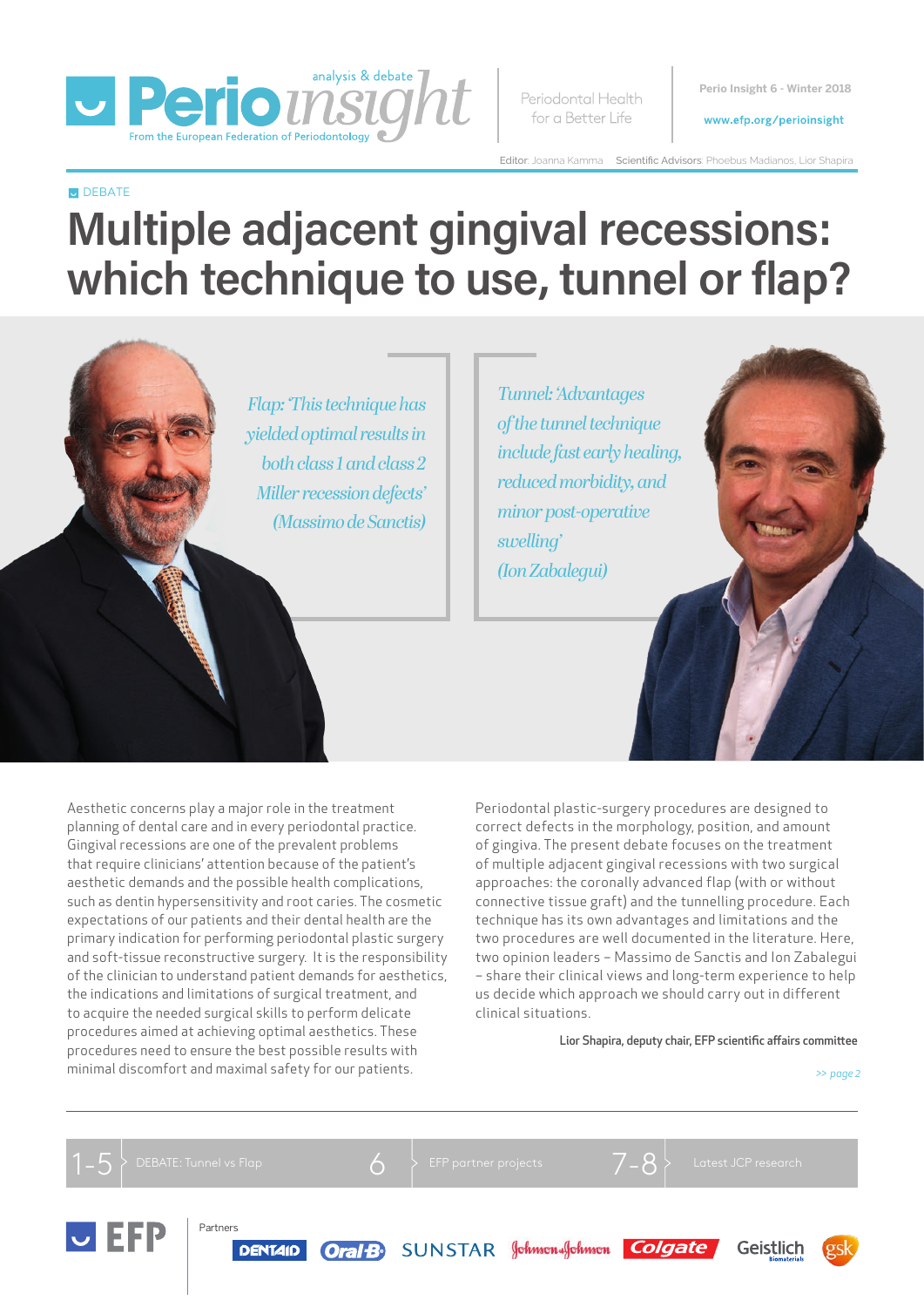# Perio insight

analysis & debate

From the European Federation of Periodontology

Periodontal Health for a Better Life

Perio Insight 6 - Winter 2018

www.efp.org/perioinsight

Editor: Joanna Kamma — Scientific Advisors: Phoebus Madianos, Lior Shapira

DEBATE

# Multiple adjacent gingival recessions: which technique to use, tunnel or flap?

*Flap: 'This technique has yielded optimal results in both class I and class 2 Miller recession defects' (Massimo de Sanctis)*

*Tunnel: 'Advantages of the tunnel technique include fast early healing, reduced morbidity, and minor post-operative swelling' (Ion Zabalegui)*

Aesthetic concerns play a major role in the treatment planning of dental care and in every periodontal practice. Gingival recessions are one of the prevalent problems that require clinicians' attention because of the patient's aesthetic demands and the possible health complications, such as dentin hypersensitivity and root caries. The cosmetic expectations of our patients and their dental health are the primary indication for performing periodontal plastic surgery and soft-tissue reconstructive surgery. It is the responsibility of the clinician to understand patient demands for aesthetics, the indications and limitations of surgical treatment, and to acquire the needed surgical skills to perform delicate procedures aimed at achieving optimal aesthetics. These procedures need to ensure the best possible results with minimal discomfort and maximal safety for our patients.

Periodontal plastic-surgery procedures are designed to correct defects in the morphology, position, and amount of gingiva. The present debate focuses on the treatment of multiple adjacent gingival recessions with two surgical approaches: the coronally advanced flap (with or without connective tissue graft) and the tunnelling procedure. Each technique has its own advantages and limitations and the two procedures are well documented in the literature. Here, two opinion leaders – Massimo de Sanctis and Ion Zabalegui – share their clinical views and long-term experience to help us decide which approach we should carry out in different clinical situations.

**Lior Shapira, deputy chair, EFP scientific affairs committee**

*>> page 2*

| | | |
|---|---|---|
| 1-5 | DEBATE: Tunnel vs Flap | |
| 6 | EFP partner projects | |
| 7-8 | Latest JCP research | |

EFP

Partners: DENTAID, Oral-B, SUNSTAR, Johnson & Johnson, Colgate, Geistlich Biomaterials, gsk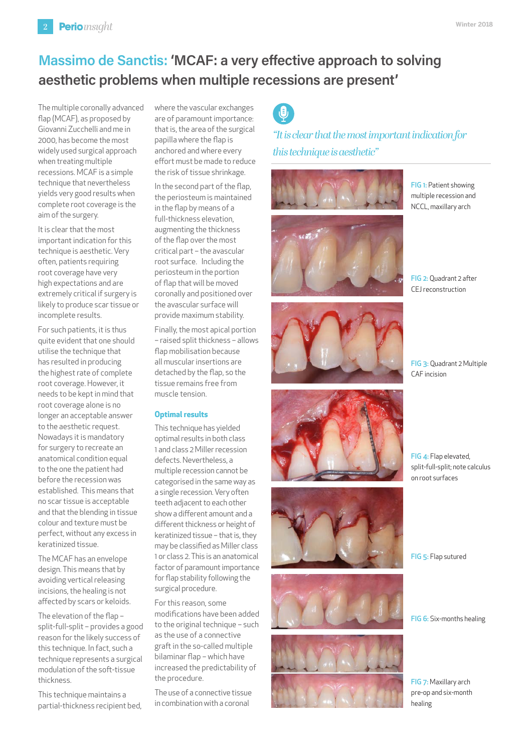# Massimo de Sanctis: 'MCAF: a very effective approach to solving aesthetic problems when multiple recessions are present'

The multiple coronally advanced flap (MCAF), as proposed by Giovanni Zucchelli and me in 2000, has become the most widely used surgical approach when treating multiple recessions. MCAF is a simple technique that nevertheless yields very good results when complete root coverage is the aim of the surgery.

It is clear that the most important indication for this technique is aesthetic. Very often, patients requiring root coverage have very high expectations and are extremely critical if surgery is likely to produce scar tissue or incomplete results.

For such patients, it is thus quite evident that one should utilise the technique that has resulted in producing the highest rate of complete root coverage. However, it needs to be kept in mind that root coverage alone is no longer an acceptable answer to the aesthetic request. Nowadays it is mandatory for surgery to recreate an anatomical condition equal to the one the patient had before the recession was established. This means that no scar tissue is acceptable and that the blending in tissue colour and texture must be perfect, without any excess in keratinized tissue.

The MCAF has an envelope design. This means that by avoiding vertical releasing incisions, the healing is not affected by scars or keloids.

The elevation of the flap – split-full-split – provides a good reason for the likely success of this technique. In fact, such a technique represents a surgical modulation of the soft-tissue thickness.

This technique maintains a partial-thickness recipient bed, where the vascular exchanges are of paramount importance: that is, the area of the surgical papilla where the flap is anchored and where every effort must be made to reduce the risk of tissue shrinkage.

In the second part of the flap, the periosteum is maintained in the flap by means of a full-thickness elevation, augmenting the thickness of the flap over the most critical part – the avascular root surface. Including the periosteum in the portion of flap that will be moved coronally and positioned over the avascular surface will provide maximum stability.

Finally, the most apical portion – raised split thickness – allows flap mobilisation because all muscular insertions are detached by the flap, so the tissue remains free from muscle tension.

## Optimal results

This technique has yielded optimal results in both class 1 and class 2 Miller recession defects. Nevertheless, a multiple recession cannot be categorised in the same way as a single recession. Very often teeth adjacent to each other show a different amount and a different thickness or height of keratinized tissue – that is, they may be classified as Miller class 1 or class 2. This is an anatomical factor of paramount importance for flap stability following the surgical procedure.

For this reason, some modifications have been added to the original technique – such as the use of a connective graft in the so-called multiple bilaminar flap – which have increased the predictability of the procedure.

The use of a connective tissue in combination with a coronal

*"It is clear that the most important indication for this technique is aesthetic"*

FIG 1: Patient showing multiple recession and NCCL, maxillary arch

FIG 2: Quadrant 2 after CEJ reconstruction

FIG 3: Quadrant 2 Multiple CAF incision

FIG 4: Flap elevated, split-full-split; note calculus on root surfaces

FIG 5: Flap sutured

FIG 6: Six-months healing

FIG 7: Maxillary arch pre-op and six-month healing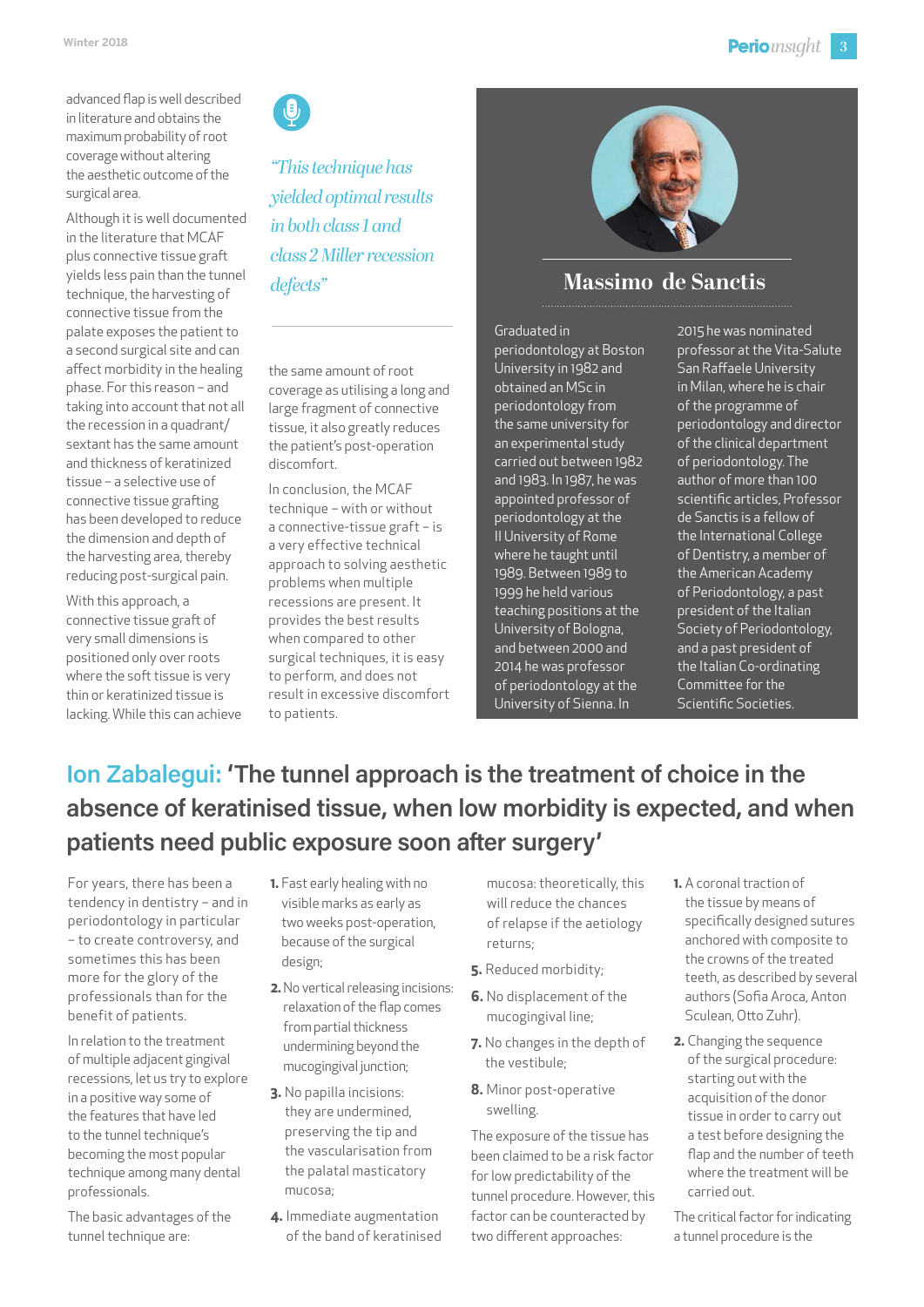advanced flap is well described in literature and obtains the maximum probability of root coverage without altering the aesthetic outcome of the surgical area.

Although it is well documented in the literature that MCAF plus connective tissue graft yields less pain than the tunnel technique, the harvesting of connective tissue from the palate exposes the patient to a second surgical site and can affect morbidity in the healing phase. For this reason – and taking into account that not all the recession in a quadrant/sextant has the same amount and thickness of keratinized tissue – a selective use of connective tissue grafting has been developed to reduce the dimension and depth of the harvesting area, thereby reducing post-surgical pain.

With this approach, a connective tissue graft of very small dimensions is positioned only over roots where the soft tissue is very thin or keratinized tissue is lacking. While this can achieve the same amount of root coverage as utilising a long and large fragment of connective tissue, it also greatly reduces the patient's post-operation discomfort.

> *"This technique has yielded optimal results in both class 1 and class 2 Miller recession defects"*

In conclusion, the MCAF technique – with or without a connective-tissue graft – is a very effective technical approach to solving aesthetic problems when multiple recessions are present. It provides the best results when compared to other surgical techniques, it is easy to perform, and does not result in excessive discomfort to patients.

## Massimo de Sanctis

Graduated in periodontology at Boston University in 1982 and obtained an MSc in periodontology from the same university for an experimental study carried out between 1982 and 1983. In 1987, he was appointed professor of periodontology at the II University of Rome where he taught until 1989. Between 1989 to 1999 he held various teaching positions at the University of Bologna, and between 2000 and 2014 he was professor of periodontology at the University of Sienna. In 2015 he was nominated professor at the Vita-Salute San Raffaele University in Milan, where he is chair of the programme of periodontology and director of the clinical department of periodontology. The author of more than 100 scientific articles, Professor de Sanctis is a fellow of the International College of Dentistry, a member of the American Academy of Periodontology, a past president of the Italian Society of Periodontology, and a past president of the Italian Co-ordinating Committee for the Scientific Societies.

# Ion Zabalegui: 'The tunnel approach is the treatment of choice in the absence of keratinised tissue, when low morbidity is expected, and when patients need public exposure soon after surgery'

For years, there has been a tendency in dentistry – and in periodontology in particular – to create controversy, and sometimes this has been more for the glory of the professionals than for the benefit of patients.

In relation to the treatment of multiple adjacent gingival recessions, let us try to explore in a positive way some of the features that have led to the tunnel technique's becoming the most popular technique among many dental professionals.

The basic advantages of the tunnel technique are:

1. Fast early healing with no visible marks as early as two weeks post-operation, because of the surgical design;
2. No vertical releasing incisions: relaxation of the flap comes from partial thickness undermining beyond the mucogingival junction;
3. No papilla incisions: they are undermined, preserving the tip and the vascularisation from the palatal masticatory mucosa;
4. Immediate augmentation of the band of keratinised mucosa: theoretically, this will reduce the chances of relapse if the aetiology returns;
5. Reduced morbidity;
6. No displacement of the mucogingival line;
7. No changes in the depth of the vestibule;
8. Minor post-operative swelling.

The exposure of the tissue has been claimed to be a risk factor for low predictability of the tunnel procedure. However, this factor can be counteracted by two different approaches:

1. A coronal traction of the tissue by means of specifically designed sutures anchored with composite to the crowns of the treated teeth, as described by several authors (Sofia Aroca, Anton Sculean, Otto Zuhr).
2. Changing the sequence of the surgical procedure: starting out with the acquisition of the donor tissue in order to carry out a test before designing the flap and the number of teeth where the treatment will be carried out.

The critical factor for indicating a tunnel procedure is the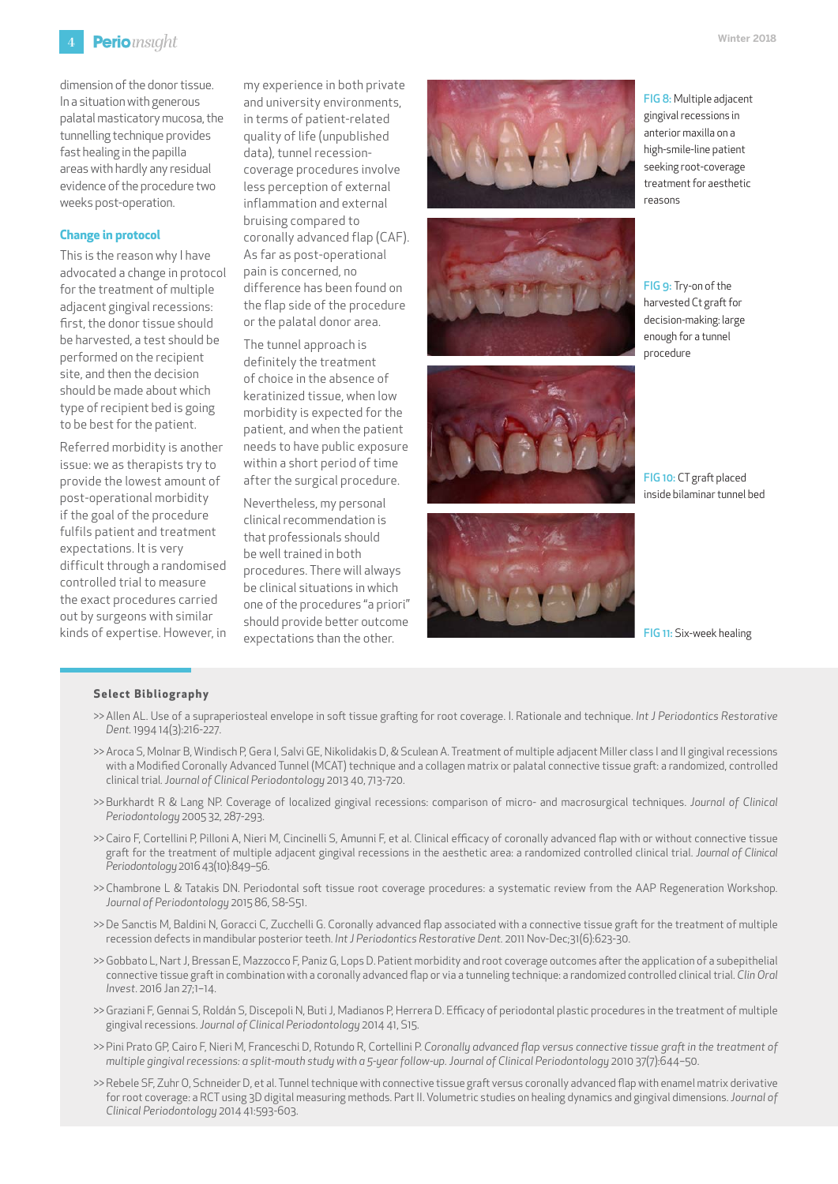dimension of the donor tissue. In a situation with generous palatal masticatory mucosa, the tunnelling technique provides fast healing in the papilla areas with hardly any residual evidence of the procedure two weeks post-operation.

### Change in protocol

This is the reason why I have advocated a change in protocol for the treatment of multiple adjacent gingival recessions: first, the donor tissue should be harvested, a test should be performed on the recipient site, and then the decision should be made about which type of recipient bed is going to be best for the patient.

Referred morbidity is another issue: we as therapists try to provide the lowest amount of post-operational morbidity if the goal of the procedure fulfils patient and treatment expectations. It is very difficult through a randomised controlled trial to measure the exact procedures carried out by surgeons with similar kinds of expertise. However, in my experience in both private and university environments, in terms of patient-related quality of life (unpublished data), tunnel recession-coverage procedures involve less perception of external inflammation and external bruising compared to coronally advanced flap (CAF). As far as post-operational pain is concerned, no difference has been found on the flap side of the procedure or the palatal donor area.

The tunnel approach is definitely the treatment of choice in the absence of keratinized tissue, when low morbidity is expected for the patient, and when the patient needs to have public exposure within a short period of time after the surgical procedure.

Nevertheless, my personal clinical recommendation is that professionals should be well trained in both procedures. There will always be clinical situations in which one of the procedures "a priori" should provide better outcome expectations than the other.

FIG 8: Multiple adjacent gingival recessions in anterior maxilla on a high-smile-line patient seeking root-coverage treatment for aesthetic reasons

FIG 9: Try-on of the harvested Ct graft for decision-making: large enough for a tunnel procedure

FIG 10: CT graft placed inside bilaminar tunnel bed

FIG 11: Six-week healing

#### Select Bibliography

- Allen AL. Use of a supraperiosteal envelope in soft tissue grafting for root coverage. I. Rationale and technique. *Int J Periodontics Restorative Dent.* 1994 14(3):216-227.
- Aroca S, Molnar B, Windisch P, Gera I, Salvi GE, Nikolidakis D, & Sculean A. Treatment of multiple adjacent Miller class I and II gingival recessions with a Modified Coronally Advanced Tunnel (MCAT) technique and a collagen matrix or palatal connective tissue graft: a randomized, controlled clinical trial. *Journal of Clinical Periodontology* 2013 40, 713-720.
- Burkhardt R & Lang NP. Coverage of localized gingival recessions: comparison of micro- and macrosurgical techniques. *Journal of Clinical Periodontology* 2005 32, 287-293.
- Cairo F, Cortellini P, Pilloni A, Nieri M, Cincinelli S, Amunni F, et al. Clinical efficacy of coronally advanced flap with or without connective tissue graft for the treatment of multiple adjacent gingival recessions in the aesthetic area: a randomized controlled clinical trial. *Journal of Clinical Periodontology* 2016 43(10):849–56.
- Chambrone L & Tatakis DN. Periodontal soft tissue root coverage procedures: a systematic review from the AAP Regeneration Workshop. *Journal of Periodontology* 2015 86, S8-S51.
- De Sanctis M, Baldini N, Goracci C, Zucchelli G. Coronally advanced flap associated with a connective tissue graft for the treatment of multiple recession defects in mandibular posterior teeth. *Int J Periodontics Restorative Dent.* 2011 Nov-Dec;31(6):623-30.
- Gobbato L, Nart J, Bressan E, Mazzocco F, Paniz G, Lops D. Patient morbidity and root coverage outcomes after the application of a subepithelial connective tissue graft in combination with a coronally advanced flap or via a tunneling technique: a randomized controlled clinical trial. *Clin Oral Invest.* 2016 Jan 27;1–14.
- Graziani F, Gennai S, Roldán S, Discepoli N, Buti J, Madianos P, Herrera D. Efficacy of periodontal plastic procedures in the treatment of multiple gingival recessions. *Journal of Clinical Periodontology* 2014 41, S15.
- Pini Prato GP, Cairo F, Nieri M, Franceschi D, Rotundo R, Cortellini P. *Coronally advanced flap versus connective tissue graft in the treatment of multiple gingival recessions: a split-mouth study with a 5-year follow-up. Journal of Clinical Periodontology* 2010 37(7):644–50.
- Rebele SF, Zuhr O, Schneider D, et al. Tunnel technique with connective tissue graft versus coronally advanced flap with enamel matrix derivative for root coverage: a RCT using 3D digital measuring methods. Part II. Volumetric studies on healing dynamics and gingival dimensions. *Journal of Clinical Periodontology* 2014 41:593-603.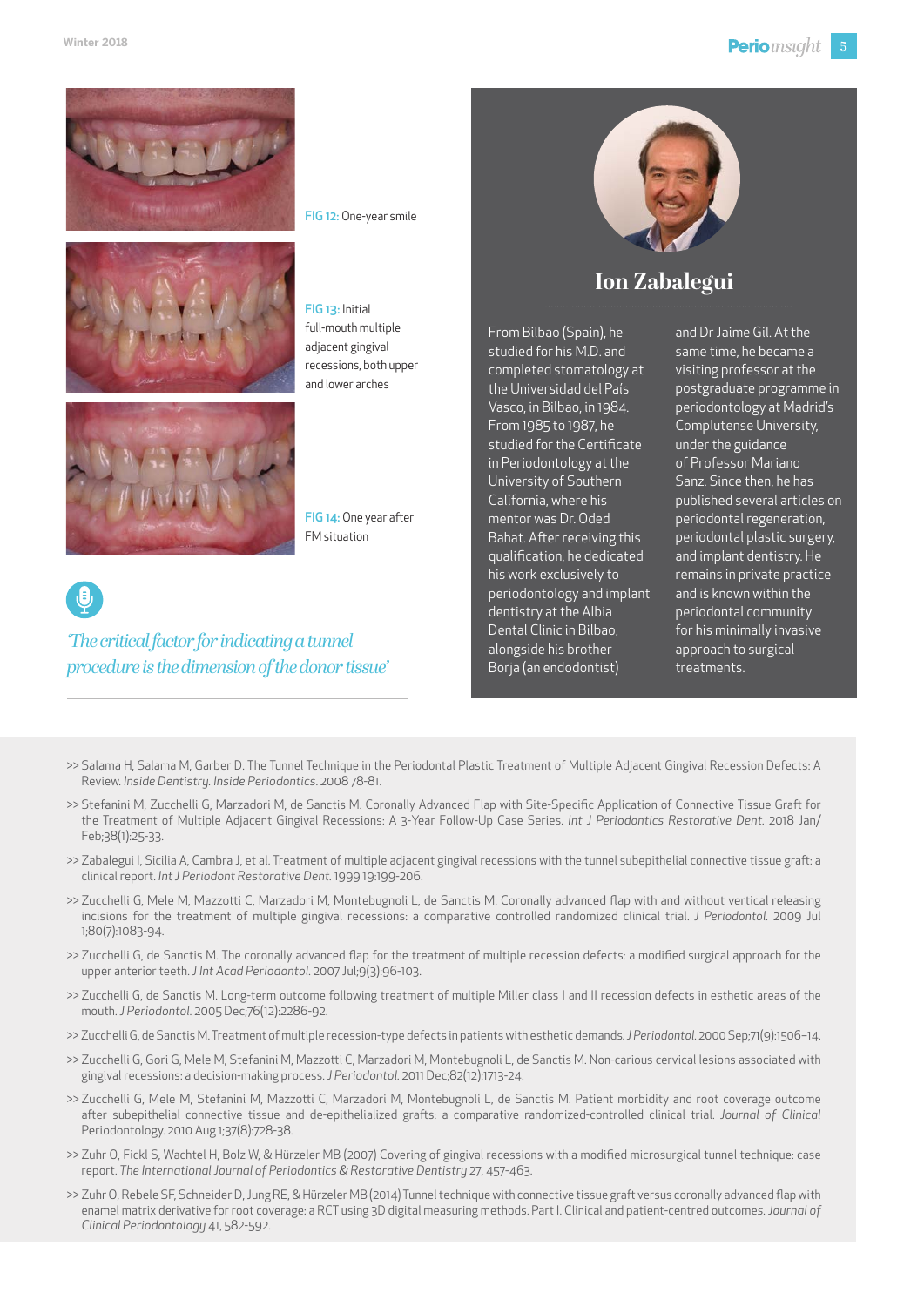FIG 12: One-year smile

FIG 13: Initial full-mouth multiple adjacent gingival recessions, both upper and lower arches

FIG 14: One year after FM situation

*'The critical factor for indicating a tunnel procedure is the dimension of the donor tissue'*

## Ion Zabalegui

From Bilbao (Spain), he studied for his M.D. and completed stomatology at the Universidad del País Vasco, in Bilbao, in 1984. From 1985 to 1987, he studied for the Certificate in Periodontology at the University of Southern California, where his mentor was Dr. Oded Bahat. After receiving this qualification, he dedicated his work exclusively to periodontology and implant dentistry at the Albia Dental Clinic in Bilbao, alongside his brother Borja (an endodontist) and Dr Jaime Gil. At the same time, he became a visiting professor at the postgraduate programme in periodontology at Madrid's Complutense University, under the guidance of Professor Mariano Sanz. Since then, he has published several articles on periodontal regeneration, periodontal plastic surgery, and implant dentistry. He remains in private practice and is known within the periodontal community for his minimally invasive approach to surgical treatments.

>> Salama H, Salama M, Garber D. The Tunnel Technique in the Periodontal Plastic Treatment of Multiple Adjacent Gingival Recession Defects: A Review. *Inside Dentistry. Inside Periodontics.* 2008 78-81.

>> Stefanini M, Zucchelli G, Marzadori M, de Sanctis M. Coronally Advanced Flap with Site-Specific Application of Connective Tissue Graft for the Treatment of Multiple Adjacent Gingival Recessions: A 3-Year Follow-Up Case Series. *Int J Periodontics Restorative Dent.* 2018 Jan/Feb;38(1):25-33.

>> Zabalegui I, Sicilia A, Cambra J, et al. Treatment of multiple adjacent gingival recessions with the tunnel subepithelial connective tissue graft: a clinical report. *Int J Periodont Restorative Dent.* 1999 19:199-206.

>> Zucchelli G, Mele M, Mazzotti C, Marzadori M, Montebugnoli L, de Sanctis M. Coronally advanced flap with and without vertical releasing incisions for the treatment of multiple gingival recessions: a comparative controlled randomized clinical trial. *J Periodontol.* 2009 Jul 1;80(7):1083-94.

>> Zucchelli G, de Sanctis M. The coronally advanced flap for the treatment of multiple recession defects: a modified surgical approach for the upper anterior teeth. *J Int Acad Periodontol.* 2007 Jul;9(3):96-103.

>> Zucchelli G, de Sanctis M. Long-term outcome following treatment of multiple Miller class I and II recession defects in esthetic areas of the mouth. *J Periodontol.* 2005 Dec;76(12):2286-92.

>> Zucchelli G, de Sanctis M. Treatment of multiple recession-type defects in patients with esthetic demands. *J Periodontol.* 2000 Sep;71(9):1506–14.

>> Zucchelli G, Gori G, Mele M, Stefanini M, Mazzotti C, Marzadori M, Montebugnoli L, de Sanctis M. Non-carious cervical lesions associated with gingival recessions: a decision-making process. *J Periodontol.* 2011 Dec;82(12):1713-24.

>> Zucchelli G, Mele M, Stefanini M, Mazzotti C, Marzadori M, Montebugnoli L, de Sanctis M. Patient morbidity and root coverage outcome after subepithelial connective tissue and de-epithelialized grafts: a comparative randomized-controlled clinical trial. *Journal of Clinical* Periodontology. 2010 Aug 1;37(8):728-38.

>> Zuhr O, Fickl S, Wachtel H, Bolz W, & Hürzeler MB (2007) Covering of gingival recessions with a modified microsurgical tunnel technique: case report. *The International Journal of Periodontics & Restorative Dentistry* 27, 457-463.

>> Zuhr O, Rebele SF, Schneider D, Jung RE, & Hürzeler MB (2014) Tunnel technique with connective tissue graft versus coronally advanced flap with enamel matrix derivative for root coverage: a RCT using 3D digital measuring methods. Part I. Clinical and patient-centred outcomes. *Journal of Clinical Periodontology* 41, 582-592.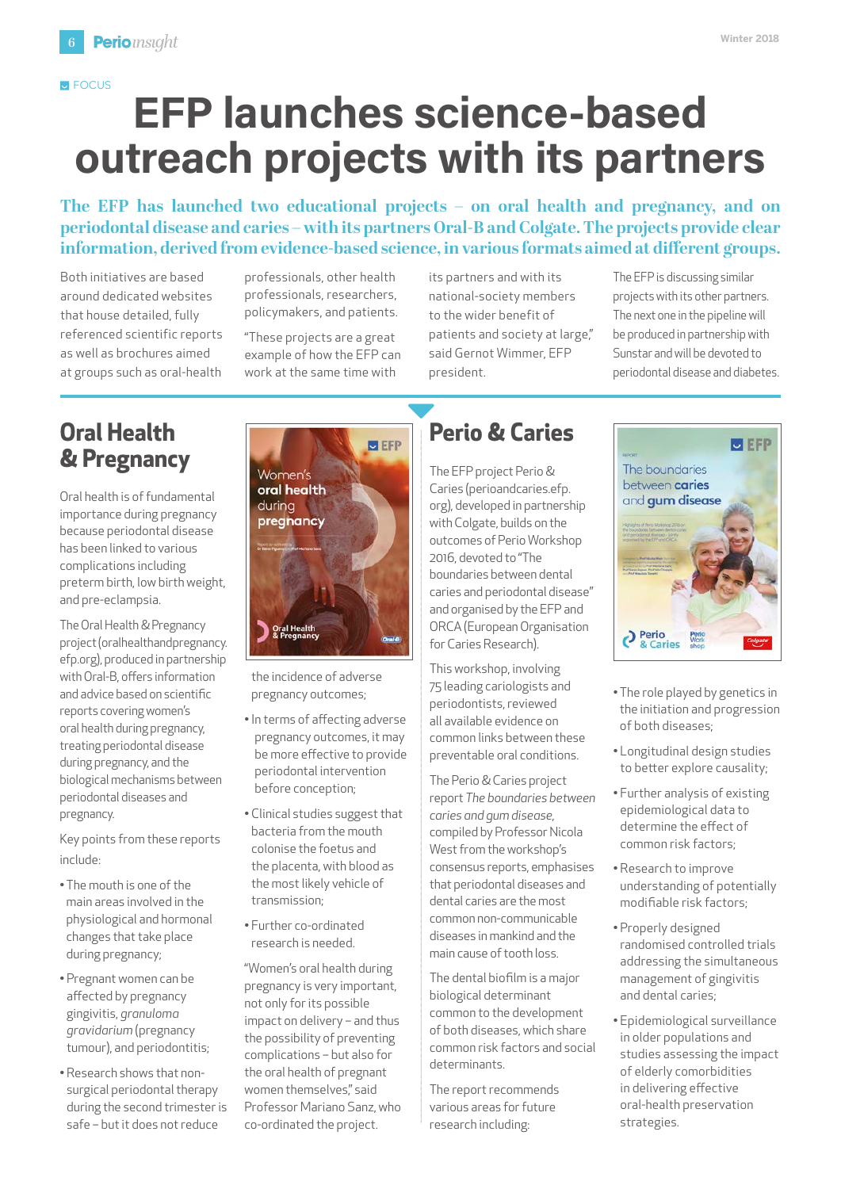FOCUS

# EFP launches science-based outreach projects with its partners

**The EFP has launched two educational projects – on oral health and pregnancy, and on periodontal disease and caries – with its partners Oral-B and Colgate. The projects provide clear information, derived from evidence-based science, in various formats aimed at different groups.**

Both initiatives are based around dedicated websites that house detailed, fully referenced scientific reports as well as brochures aimed at groups such as oral-health professionals, other health professionals, researchers, policymakers, and patients.

"These projects are a great example of how the EFP can work at the same time with its partners and with its national-society members to the wider benefit of patients and society at large," said Gernot Wimmer, EFP president.

The EFP is discussing similar projects with its other partners. The next one in the pipeline will be produced in partnership with Sunstar and will be devoted to periodontal disease and diabetes.

## Oral Health & Pregnancy

Oral health is of fundamental importance during pregnancy because periodontal disease has been linked to various complications including preterm birth, low birth weight, and pre-eclampsia.

The Oral Health & Pregnancy project (oralhealthandpregnancy.efp.org), produced in partnership with Oral-B, offers information and advice based on scientific reports covering women's oral health during pregnancy, treating periodontal disease during pregnancy, and the biological mechanisms between periodontal diseases and pregnancy.

Key points from these reports include:

- The mouth is one of the main areas involved in the physiological and hormonal changes that take place during pregnancy;
- Pregnant women can be affected by pregnancy gingivitis, *granuloma gravidarium* (pregnancy tumour), and periodontitis;
- Research shows that non-surgical periodontal therapy during the second trimester is safe – but it does not reduce the incidence of adverse pregnancy outcomes;
- In terms of affecting adverse pregnancy outcomes, it may be more effective to provide periodontal intervention before conception;
- Clinical studies suggest that bacteria from the mouth colonise the foetus and the placenta, with blood as the most likely vehicle of transmission;
- Further co-ordinated research is needed.

"Women's oral health during pregnancy is very important, not only for its possible impact on delivery – and thus the possibility of preventing complications – but also for the oral health of pregnant women themselves," said Professor Mariano Sanz, who co-ordinated the project.

## Perio & Caries

The EFP project Perio & Caries (perioandcaries.efp.org), developed in partnership with Colgate, builds on the outcomes of Perio Workshop 2016, devoted to "The boundaries between dental caries and periodontal disease" and organised by the EFP and ORCA (European Organisation for Caries Research).

This workshop, involving 75 leading cariologists and periodontists, reviewed all available evidence on common links between these preventable oral conditions.

The Perio & Caries project report *The boundaries between caries and gum disease*, compiled by Professor Nicola West from the workshop's consensus reports, emphasises that periodontal diseases and dental caries are the most common non-communicable diseases in mankind and the main cause of tooth loss.

The dental biofilm is a major biological determinant common to the development of both diseases, which share common risk factors and social determinants.

The report recommends various areas for future research including:

- The role played by genetics in the initiation and progression of both diseases;
- Longitudinal design studies to better explore causality;
- Further analysis of existing epidemiological data to determine the effect of common risk factors;
- Research to improve understanding of potentially modifiable risk factors;
- Properly designed randomised controlled trials addressing the simultaneous management of gingivitis and dental caries;
- Epidemiological surveillance in older populations and studies assessing the impact of elderly comorbidities in delivering effective oral-health preservation strategies.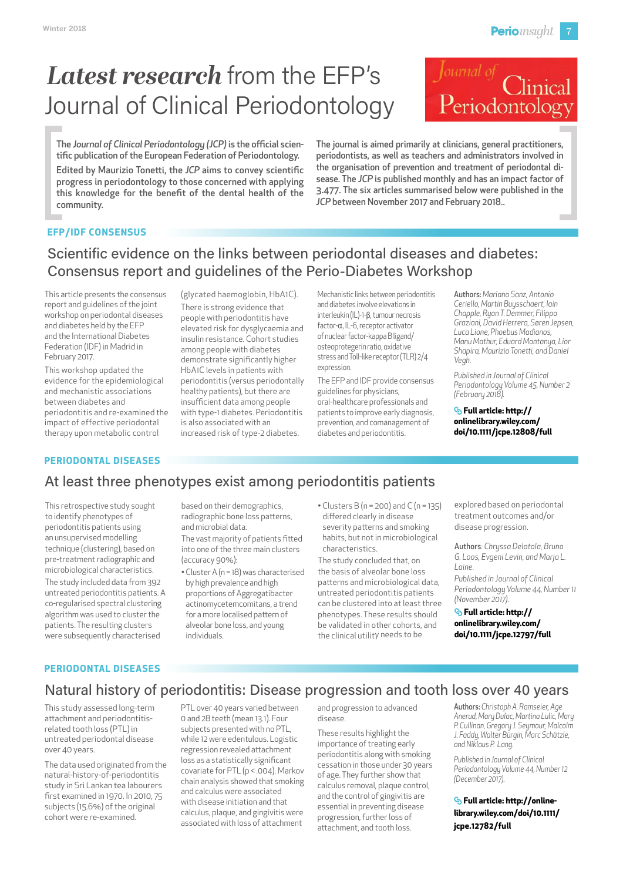# ***Latest research*** from the EFP's Journal of Clinical Periodontology

The *Journal of Clinical Periodontology (JCP)* is the official scientific publication of the European Federation of Periodontology.

Edited by Maurizio Tonetti, the *JCP* aims to convey scientific progress in periodontology to those concerned with applying this knowledge for the benefit of the dental health of the community.

The journal is aimed primarily at clinicians, general practitioners, periodontists, as well as teachers and administrators involved in the organisation of prevention and treatment of periodontal disease. The *JCP* is published monthly and has an impact factor of 3.477. The six articles summarised below were published in the *JCP* between November 2017 and February 2018..

**EFP/IDF CONSENSUS**

## Scientific evidence on the links between periodontal diseases and diabetes: Consensus report and guidelines of the Perio-Diabetes Workshop

This article presents the consensus report and guidelines of the joint workshop on periodontal diseases and diabetes held by the EFP and the International Diabetes Federation (IDF) in Madrid in February 2017.

This workshop updated the evidence for the epidemiological and mechanistic associations between diabetes and periodontitis and re-examined the impact of effective periodontal therapy upon metabolic control (glycated haemoglobin, HbA1C).

There is strong evidence that people with periodontitis have elevated risk for dysglycaemia and insulin resistance. Cohort studies among people with diabetes demonstrate significantly higher HbA1C levels in patients with periodontitis (versus periodontally healthy patients), but there are insufficient data among people with type-1 diabetes. Periodontitis is also associated with an increased risk of type-2 diabetes.

Mechanistic links between periodontitis and diabetes involve elevations in interleukin (IL)-1-β, tumour necrosis factor-α, IL-6, receptor activator of nuclear factor-kappa B ligand/osteoprotegerin ratio, oxidative stress and Toll-like receptor (TLR) 2/4 expression.

The EFP and IDF provide consensus guidelines for physicians, oral-healthcare professionals and patients to improve early diagnosis, prevention, and comanagement of diabetes and periodontitis.

Authors: *Mariano Sanz, Antonio Ceriello, Martin Buysschaert, Iain Chapple, Ryan T. Demmer, Filippo Graziani, David Herrera, Søren Jepsen, Luca Lione, Phoebus Madianos, Manu Mathur, Eduard Montanya, Lior Shapira, Maurizio Tonetti, and Daniel Vegh.*

*Published in Journal of Clinical Periodontology Volume 45, Number 2 (February 2018).*

**Full article: http://onlinelibrary.wiley.com/doi/10.1111/jcpe.12808/full**

**PERIODONTAL DISEASES**

## At least three phenotypes exist among periodontitis patients

This retrospective study sought to identify phenotypes of periodontitis patients using an unsupervised modelling technique (clustering), based on pre-treatment radiographic and microbiological characteristics.

The study included data from 392 untreated periodontitis patients. A co-regularised spectral clustering algorithm was used to cluster the patients. The resulting clusters were subsequently characterised based on their demographics, radiographic bone loss patterns, and microbial data.

The vast majority of patients fitted into one of the three main clusters (accuracy 90%):

- Cluster A (n = 18) was characterised by high prevalence and high proportions of Aggregatibacter actinomycetemcomitans, a trend for a more localised pattern of alveolar bone loss, and young individuals.
- Clusters B (n = 200) and C (n = 135) differed clearly in disease severity patterns and smoking habits, but not in microbiological characteristics.

The study concluded that, on the basis of alveolar bone loss patterns and microbiological data, untreated periodontitis patients can be clustered into at least three phenotypes. These results should be validated in other cohorts, and the clinical utility needs to be explored based on periodontal treatment outcomes and/or disease progression.

Authors: *Chryssa Delatola, Bruno G. Loos, Evgeni Levin, and Marja L. Laine.*

*Published in Journal of Clinical Periodontology Volume 44, Number 11 (November 2017).*

**Full article: http://onlinelibrary.wiley.com/doi/10.1111/jcpe.12797/full**

**PERIODONTAL DISEASES**

## Natural history of periodontitis: Disease progression and tooth loss over 40 years

This study assessed long-term attachment and periodontitis-related tooth loss (PTL) in untreated periodontal disease over 40 years.

The data used originated from the natural-history-of-periodontitis study in Sri Lankan tea labourers first examined in 1970. In 2010, 75 subjects (15.6%) of the original cohort were re-examined.

PTL over 40 years varied between 0 and 28 teeth (mean 13.1). Four subjects presented with no PTL, while 12 were edentulous. Logistic regression revealed attachment loss as a statistically significant covariate for PTL ($p < .004$). Markov chain analysis showed that smoking and calculus were associated with disease initiation and that calculus, plaque, and gingivitis were associated with loss of attachment and progression to advanced disease.

These results highlight the importance of treating early periodontitis along with smoking cessation in those under 30 years of age. They further show that calculus removal, plaque control, and the control of gingivitis are essential in preventing disease progression, further loss of attachment, and tooth loss.

Authors: *Christoph A. Ramseier, Age Anerud, Mary Dulac, Martina Lulic, Mary P. Cullinan, Gregory J. Seymour, Malcolm J. Faddy, Walter Bürgin, Marc Schätzle, and Niklaus P. Lang.*

*Published in Journal of Clinical Periodontology Volume 44, Number 12 (December 2017).*

**Full article: http://onlinelibrary.wiley.com/doi/10.1111/jcpe.12782/full**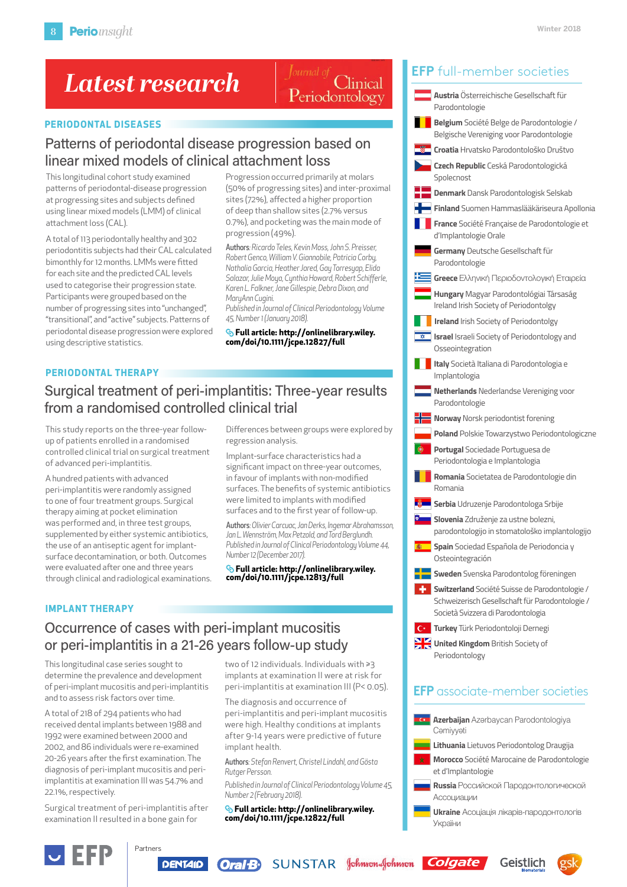# Latest research

*Journal of Clinical Periodontology*

## PERIODONTAL DISEASES

### Patterns of periodontal disease progression based on linear mixed models of clinical attachment loss

This longitudinal cohort study examined patterns of periodontal-disease progression at progressing sites and subjects defined using linear mixed models (LMM) of clinical attachment loss (CAL).

A total of 113 periodontally healthy and 302 periodontitis subjects had their CAL calculated bimonthly for 12 months. LMMs were fitted for each site and the predicted CAL levels used to categorise their progression state. Participants were grouped based on the number of progressing sites into "unchanged", "transitional", and "active" subjects. Patterns of periodontal disease progression were explored using descriptive statistics.

Progression occurred primarily at molars (50% of progressing sites) and inter-proximal sites (72%), affected a higher proportion of deep than shallow sites (2.7% versus 0.7%), and pocketing was the main mode of progression (49%).

Authors: *Ricardo Teles, Kevin Moss, John S. Preisser, Robert Genco, William V. Giannobile, Patricia Corby, Nathalia Garcia, Heather Jared, Gay Torresyap, Elida Salazar, Julie Moya, Cynthia Howard, Robert Schifferle, Karen L. Falkner, Jane Gillespie, Debra Dixon, and MaryAnn Cugini.*

*Published in Journal of Clinical Periodontology Volume 45, Number 1 (January 2018).*

**Full article: http://onlinelibrary.wiley.com/doi/10.1111/jcpe.12827/full**

## PERIODONTAL THERAPY

### Surgical treatment of peri-implantitis: Three-year results from a randomised controlled clinical trial

This study reports on the three-year follow-up of patients enrolled in a randomised controlled clinical trial on surgical treatment of advanced peri-implantitis.

A hundred patients with advanced peri-implantitis were randomly assigned to one of four treatment groups. Surgical therapy aiming at pocket elimination was performed and, in three test groups, supplemented by either systemic antibiotics, the use of an antiseptic agent for implant-surface decontamination, or both. Outcomes were evaluated after one and three years through clinical and radiological examinations.

Differences between groups were explored by regression analysis.

Implant-surface characteristics had a significant impact on the three-year outcomes, in favour of implants with non-modified surfaces. The benefits of systemic antibiotics were limited to implants with modified surfaces and to the first year of follow-up.

Authors: *Olivier Carcuac, Jan Derks, Ingemar Abrahamsson, Jan L. Wennström, Max Petzold, and Tord Berglundh.*

*Published in Journal of Clinical Periodontology Volume 44, Number 12 (December 2017).*

**Full article: http://onlinelibrary.wiley.com/doi/10.1111/jcpe.12813/full**

## IMPLANT THERAPY

### Occurrence of cases with peri-implant mucositis or peri-implantitis in a 21-26 years follow-up study

This longitudinal case series sought to determine the prevalence and development of peri-implant mucositis and peri-implantitis and to assess risk factors over time.

A total of 218 of 294 patients who had received dental implants between 1988 and 1992 were examined between 2000 and 2002, and 86 individuals were re-examined 20-26 years after the first examination. The diagnosis of peri-implant mucositis and peri-implantitis at examination III was 54.7% and 22.1%, respectively.

Surgical treatment of peri-implantitis after examination II resulted in a bone gain for two of 12 individuals. Individuals with ≥3 implants at examination II were at risk for peri-implantitis at examination III ($P < 0.05$).

The diagnosis and occurrence of peri-implantitis and peri-implant mucositis were high. Healthy conditions at implants after 9-14 years were predictive of future implant health.

Authors: *Stefan Renvert, Christel Lindahl, and Gösta Rutger Persson.*

*Published in Journal of Clinical Periodontology Volume 45, Number 2 (February 2018).*

**Full article: http://onlinelibrary.wiley.com/doi/10.1111/jcpe.12822/full**

## EFP full-member societies

- **Austria** Österreichische Gesellschaft für Parodontologie
- **Belgium** Société Belge de Parodontologie / Belgische Vereniging voor Parodontologie
- **Croatia** Hrvatsko Parodontološko Društvo
- **Czech Republic** Ceská Parodontologická Spolecnost
- **Denmark** Dansk Parodontologisk Selskab
- **Finland** Suomen Hammaslääkäriseura Apollonia
- **France** Société Française de Parodontologie et d'Implantologie Orale
- **Germany** Deutsche Gesellschaft für Parodontologie
- **Greece** Ελληνική Περιοδοντολογική Εταιρεία
- **Hungary** Magyar Parodontológiai Társaság Ireland Irish Society of Periodontolgy
- **Ireland** Irish Society of Periodontolgy
- **Israel** Israeli Society of Periodontology and Osseointegration
- **Italy** Società Italiana di Parodontologia e Implantologia
- **Netherlands** Nederlandse Vereniging voor Parodontologie
- **Norway** Norsk periodontist forening
- **Poland** Polskie Towarzystwo Periodontologiczne
- **Portugal** Sociedade Portuguesa de Periodontologia e Implantologia
- **Romania** Societatea de Parodontologie din Romania
- **Serbia** Udruzenje Parodontologa Srbije
- **Slovenia** Združenje za ustne bolezni, parodontologijo in stomatološko implantologijo
- **Spain** Sociedad Española de Periodoncia y Osteointegración
- **Sweden** Svenska Parodontologföreningen
- **Switzerland** Société Suisse de Parodontologie / Schweizerisch Gesellschaft für Parodontologie / Società Svizzera di Parodontologia
- **Turkey** Türk Periodontoloji Dernegi
- **United Kingdom** British Society of Periodontology

## EFP associate-member societies

- **Azerbaijan** Azərbaycan Parodontologiya Cəmiyyəti
- **Lithuania** Lietuvos Periodontologų Draugija
- **Morocco** Société Marocaine de Parodontologie et d'Implantologie
- **Russia** Российской Пародонтологической Ассоциации
- **Ukraine** Асоціація лікарів-пародонтологів України

EFP

Partners: Dentaid, Oral-B, Sunstar, Johnson & Johnson, Colgate, Geistlich Biomaterials, gsk